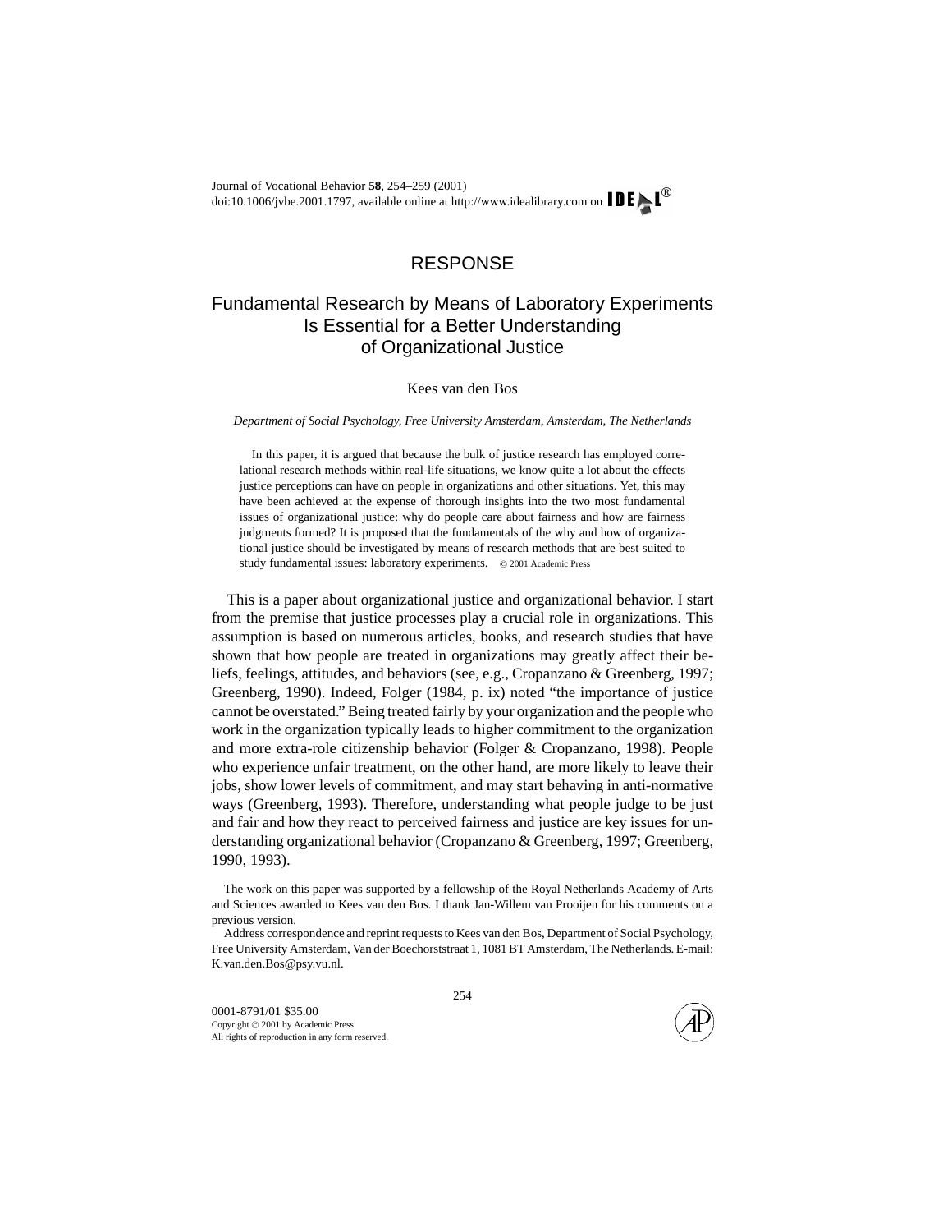RESPONSE

# Fundamental Research by Means of Laboratory Experiments Is Essential for a Better Understanding of Organizational Justice

Kees van den Bos

*Department of Social Psychology, Free University Amsterdam, Amsterdam, The Netherlands*

In this paper, it is argued that because the bulk of justice research has employed correlational research methods within real-life situations, we know quite a lot about the effects justice perceptions can have on people in organizations and other situations. Yet, this may have been achieved at the expense of thorough insights into the two most fundamental issues of organizational justice: why do people care about fairness and how are fairness judgments formed? It is proposed that the fundamentals of the why and how of organizational justice should be investigated by means of research methods that are best suited to study fundamental issues: laboratory experiments. © 2001 Academic Press

This is a paper about organizational justice and organizational behavior. I start from the premise that justice processes play a crucial role in organizations. This assumption is based on numerous articles, books, and research studies that have shown that how people are treated in organizations may greatly affect their beliefs, feelings, attitudes, and behaviors (see, e.g., Cropanzano & Greenberg, 1997; Greenberg, 1990). Indeed, Folger (1984, p. ix) noted "the importance of justice cannot be overstated." Being treated fairly by your organization and the people who work in the organization typically leads to higher commitment to the organization and more extra-role citizenship behavior (Folger & Cropanzano, 1998). People who experience unfair treatment, on the other hand, are more likely to leave their jobs, show lower levels of commitment, and may start behaving in anti-normative ways (Greenberg, 1993). Therefore, understanding what people judge to be just and fair and how they react to perceived fairness and justice are key issues for understanding organizational behavior (Cropanzano & Greenberg, 1997; Greenberg, 1990, 1993).

The work on this paper was supported by a fellowship of the Royal Netherlands Academy of Arts and Sciences awarded to Kees van den Bos. I thank Jan-Willem van Prooijen for his comments on a previous version.

Address correspondence and reprint requests to Kees van den Bos, Department of Social Psychology, Free University Amsterdam, Van der Boechorststraat 1, 1081 BT Amsterdam, The Netherlands. E-mail: K.van.den.Bos@psy.vu.nl.

0001-8791/01 $35.00
Copyright © 2001 by Academic Press
All rights of reproduction in any form reserved.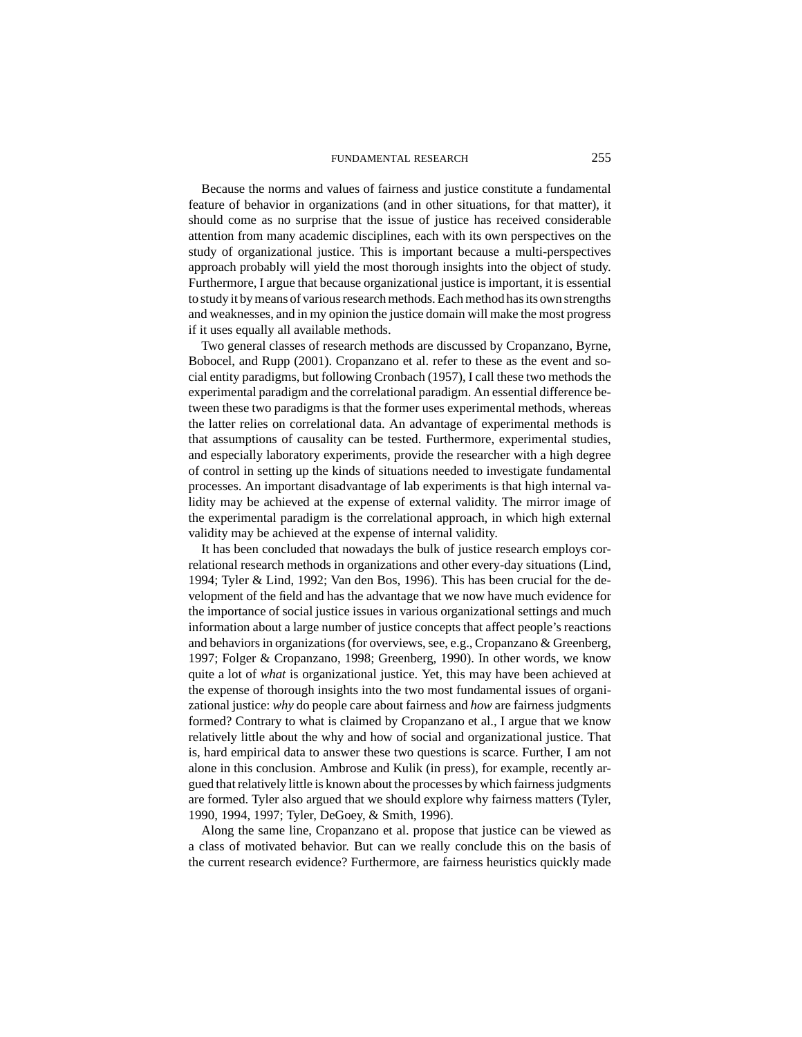Because the norms and values of fairness and justice constitute a fundamental feature of behavior in organizations (and in other situations, for that matter), it should come as no surprise that the issue of justice has received considerable attention from many academic disciplines, each with its own perspectives on the study of organizational justice. This is important because a multi-perspectives approach probably will yield the most thorough insights into the object of study. Furthermore, I argue that because organizational justice is important, it is essential to study it by means of various research methods. Each method has its own strengths and weaknesses, and in my opinion the justice domain will make the most progress if it uses equally all available methods.

Two general classes of research methods are discussed by Cropanzano, Byrne, Bobocel, and Rupp (2001). Cropanzano et al. refer to these as the event and social entity paradigms, but following Cronbach (1957), I call these two methods the experimental paradigm and the correlational paradigm. An essential difference between these two paradigms is that the former uses experimental methods, whereas the latter relies on correlational data. An advantage of experimental methods is that assumptions of causality can be tested. Furthermore, experimental studies, and especially laboratory experiments, provide the researcher with a high degree of control in setting up the kinds of situations needed to investigate fundamental processes. An important disadvantage of lab experiments is that high internal validity may be achieved at the expense of external validity. The mirror image of the experimental paradigm is the correlational approach, in which high external validity may be achieved at the expense of internal validity.

It has been concluded that nowadays the bulk of justice research employs correlational research methods in organizations and other every-day situations (Lind, 1994; Tyler & Lind, 1992; Van den Bos, 1996). This has been crucial for the development of the field and has the advantage that we now have much evidence for the importance of social justice issues in various organizational settings and much information about a large number of justice concepts that affect people's reactions and behaviors in organizations (for overviews, see, e.g., Cropanzano & Greenberg, 1997; Folger & Cropanzano, 1998; Greenberg, 1990). In other words, we know quite a lot of *what* is organizational justice. Yet, this may have been achieved at the expense of thorough insights into the two most fundamental issues of organizational justice: *why* do people care about fairness and *how* are fairness judgments formed? Contrary to what is claimed by Cropanzano et al., I argue that we know relatively little about the why and how of social and organizational justice. That is, hard empirical data to answer these two questions is scarce. Further, I am not alone in this conclusion. Ambrose and Kulik (in press), for example, recently argued that relatively little is known about the processes by which fairness judgments are formed. Tyler also argued that we should explore why fairness matters (Tyler, 1990, 1994, 1997; Tyler, DeGoey, & Smith, 1996).

Along the same line, Cropanzano et al. propose that justice can be viewed as a class of motivated behavior. But can we really conclude this on the basis of the current research evidence? Furthermore, are fairness heuristics quickly made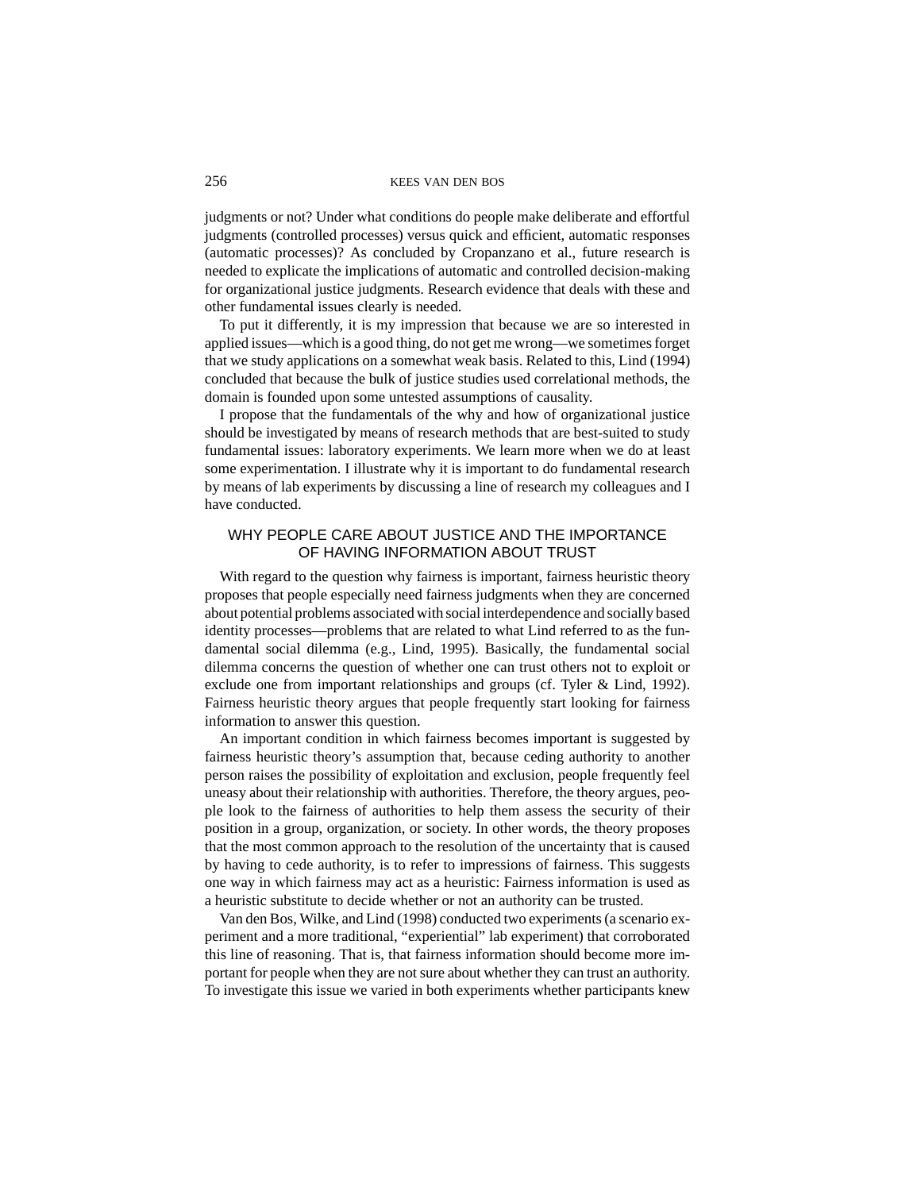judgments or not? Under what conditions do people make deliberate and effortful judgments (controlled processes) versus quick and efficient, automatic responses (automatic processes)? As concluded by Cropanzano et al., future research is needed to explicate the implications of automatic and controlled decision-making for organizational justice judgments. Research evidence that deals with these and other fundamental issues clearly is needed.

To put it differently, it is my impression that because we are so interested in applied issues—which is a good thing, do not get me wrong—we sometimes forget that we study applications on a somewhat weak basis. Related to this, Lind (1994) concluded that because the bulk of justice studies used correlational methods, the domain is founded upon some untested assumptions of causality.

I propose that the fundamentals of the why and how of organizational justice should be investigated by means of research methods that are best-suited to study fundamental issues: laboratory experiments. We learn more when we do at least some experimentation. I illustrate why it is important to do fundamental research by means of lab experiments by discussing a line of research my colleagues and I have conducted.

## WHY PEOPLE CARE ABOUT JUSTICE AND THE IMPORTANCE OF HAVING INFORMATION ABOUT TRUST

With regard to the question why fairness is important, fairness heuristic theory proposes that people especially need fairness judgments when they are concerned about potential problems associated with social interdependence and socially based identity processes—problems that are related to what Lind referred to as the fundamental social dilemma (e.g., Lind, 1995). Basically, the fundamental social dilemma concerns the question of whether one can trust others not to exploit or exclude one from important relationships and groups (cf. Tyler & Lind, 1992). Fairness heuristic theory argues that people frequently start looking for fairness information to answer this question.

An important condition in which fairness becomes important is suggested by fairness heuristic theory's assumption that, because ceding authority to another person raises the possibility of exploitation and exclusion, people frequently feel uneasy about their relationship with authorities. Therefore, the theory argues, people look to the fairness of authorities to help them assess the security of their position in a group, organization, or society. In other words, the theory proposes that the most common approach to the resolution of the uncertainty that is caused by having to cede authority, is to refer to impressions of fairness. This suggests one way in which fairness may act as a heuristic: Fairness information is used as a heuristic substitute to decide whether or not an authority can be trusted.

Van den Bos, Wilke, and Lind (1998) conducted two experiments (a scenario experiment and a more traditional, "experiential" lab experiment) that corroborated this line of reasoning. That is, that fairness information should become more important for people when they are not sure about whether they can trust an authority. To investigate this issue we varied in both experiments whether participants knew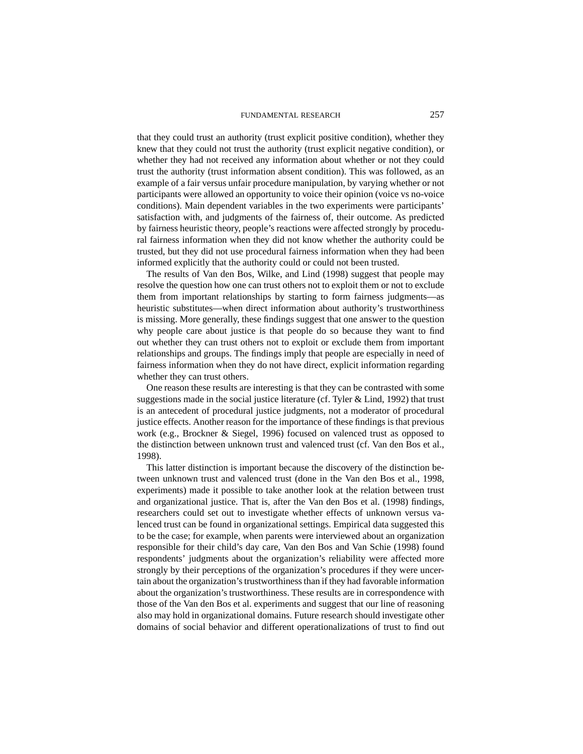that they could trust an authority (trust explicit positive condition), whether they knew that they could not trust the authority (trust explicit negative condition), or whether they had not received any information about whether or not they could trust the authority (trust information absent condition). This was followed, as an example of a fair versus unfair procedure manipulation, by varying whether or not participants were allowed an opportunity to voice their opinion (voice vs no-voice conditions). Main dependent variables in the two experiments were participants' satisfaction with, and judgments of the fairness of, their outcome. As predicted by fairness heuristic theory, people's reactions were affected strongly by procedural fairness information when they did not know whether the authority could be trusted, but they did not use procedural fairness information when they had been informed explicitly that the authority could or could not been trusted.

The results of Van den Bos, Wilke, and Lind (1998) suggest that people may resolve the question how one can trust others not to exploit them or not to exclude them from important relationships by starting to form fairness judgments—as heuristic substitutes—when direct information about authority's trustworthiness is missing. More generally, these findings suggest that one answer to the question why people care about justice is that people do so because they want to find out whether they can trust others not to exploit or exclude them from important relationships and groups. The findings imply that people are especially in need of fairness information when they do not have direct, explicit information regarding whether they can trust others.

One reason these results are interesting is that they can be contrasted with some suggestions made in the social justice literature (cf. Tyler & Lind, 1992) that trust is an antecedent of procedural justice judgments, not a moderator of procedural justice effects. Another reason for the importance of these findings is that previous work (e.g., Brockner & Siegel, 1996) focused on valenced trust as opposed to the distinction between unknown trust and valenced trust (cf. Van den Bos et al., 1998).

This latter distinction is important because the discovery of the distinction between unknown trust and valenced trust (done in the Van den Bos et al., 1998, experiments) made it possible to take another look at the relation between trust and organizational justice. That is, after the Van den Bos et al. (1998) findings, researchers could set out to investigate whether effects of unknown versus valenced trust can be found in organizational settings. Empirical data suggested this to be the case; for example, when parents were interviewed about an organization responsible for their child's day care, Van den Bos and Van Schie (1998) found respondents' judgments about the organization's reliability were affected more strongly by their perceptions of the organization's procedures if they were uncertain about the organization's trustworthiness than if they had favorable information about the organization's trustworthiness. These results are in correspondence with those of the Van den Bos et al. experiments and suggest that our line of reasoning also may hold in organizational domains. Future research should investigate other domains of social behavior and different operationalizations of trust to find out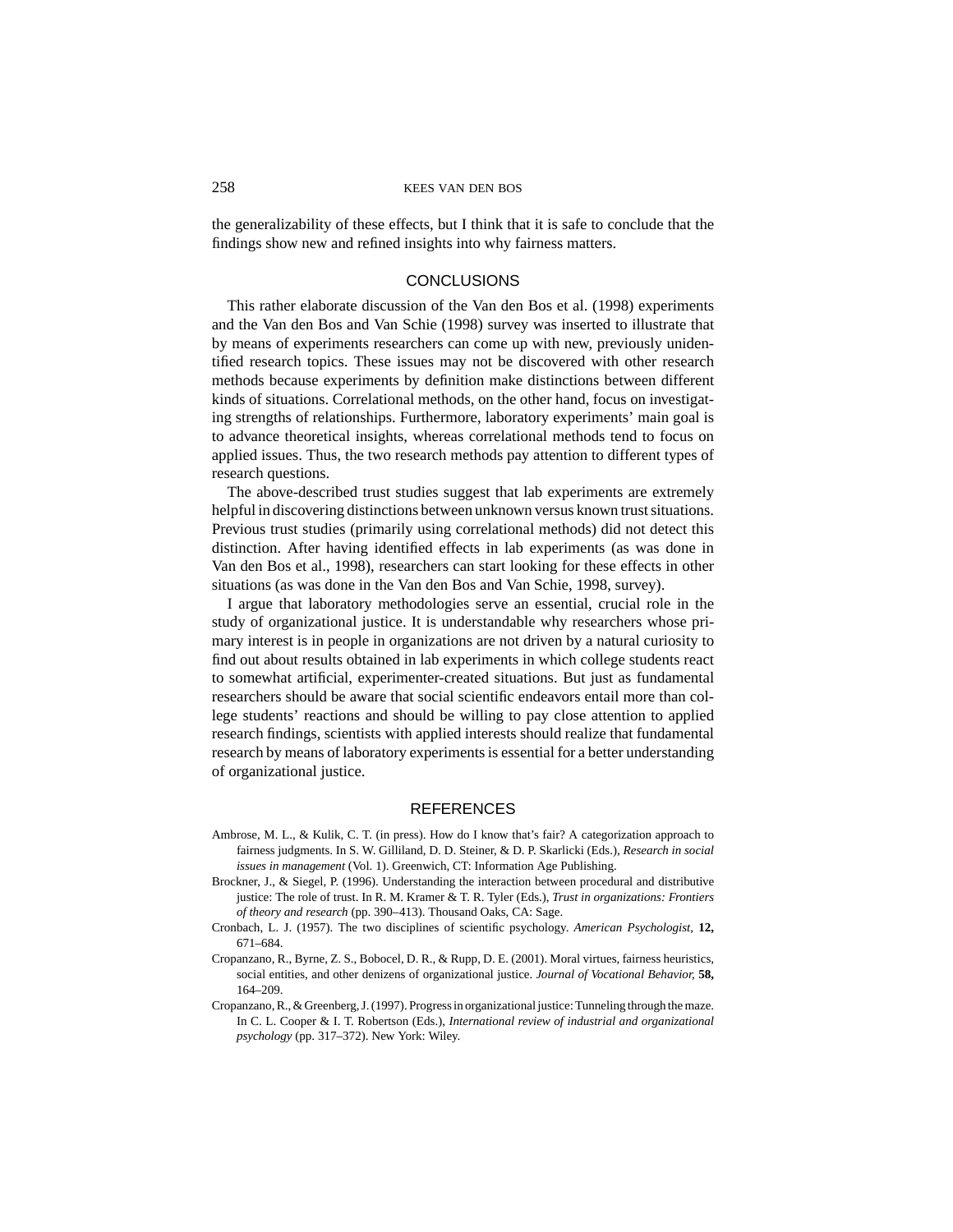the generalizability of these effects, but I think that it is safe to conclude that the findings show new and refined insights into why fairness matters.

## CONCLUSIONS

This rather elaborate discussion of the Van den Bos et al. (1998) experiments and the Van den Bos and Van Schie (1998) survey was inserted to illustrate that by means of experiments researchers can come up with new, previously unidentified research topics. These issues may not be discovered with other research methods because experiments by definition make distinctions between different kinds of situations. Correlational methods, on the other hand, focus on investigating strengths of relationships. Furthermore, laboratory experiments' main goal is to advance theoretical insights, whereas correlational methods tend to focus on applied issues. Thus, the two research methods pay attention to different types of research questions.

The above-described trust studies suggest that lab experiments are extremely helpful in discovering distinctions between unknown versus known trust situations. Previous trust studies (primarily using correlational methods) did not detect this distinction. After having identified effects in lab experiments (as was done in Van den Bos et al., 1998), researchers can start looking for these effects in other situations (as was done in the Van den Bos and Van Schie, 1998, survey).

I argue that laboratory methodologies serve an essential, crucial role in the study of organizational justice. It is understandable why researchers whose primary interest is in people in organizations are not driven by a natural curiosity to find out about results obtained in lab experiments in which college students react to somewhat artificial, experimenter-created situations. But just as fundamental researchers should be aware that social scientific endeavors entail more than college students' reactions and should be willing to pay close attention to applied research findings, scientists with applied interests should realize that fundamental research by means of laboratory experiments is essential for a better understanding of organizational justice.

## REFERENCES

Ambrose, M. L., & Kulik, C. T. (in press). How do I know that's fair? A categorization approach to fairness judgments. In S. W. Gilliland, D. D. Steiner, & D. P. Skarlicki (Eds.), *Research in social issues in management* (Vol. 1). Greenwich, CT: Information Age Publishing.

Brockner, J., & Siegel, P. (1996). Understanding the interaction between procedural and distributive justice: The role of trust. In R. M. Kramer & T. R. Tyler (Eds.), *Trust in organizations: Frontiers of theory and research* (pp. 390–413). Thousand Oaks, CA: Sage.

Cronbach, L. J. (1957). The two disciplines of scientific psychology. *American Psychologist*, **12,** 671–684.

Cropanzano, R., Byrne, Z. S., Bobocel, D. R., & Rupp, D. E. (2001). Moral virtues, fairness heuristics, social entities, and other denizens of organizational justice. *Journal of Vocational Behavior,* **58,** 164–209.

Cropanzano, R., & Greenberg, J. (1997). Progress in organizational justice: Tunneling through the maze. In C. L. Cooper & I. T. Robertson (Eds.), *International review of industrial and organizational psychology* (pp. 317–372). New York: Wiley.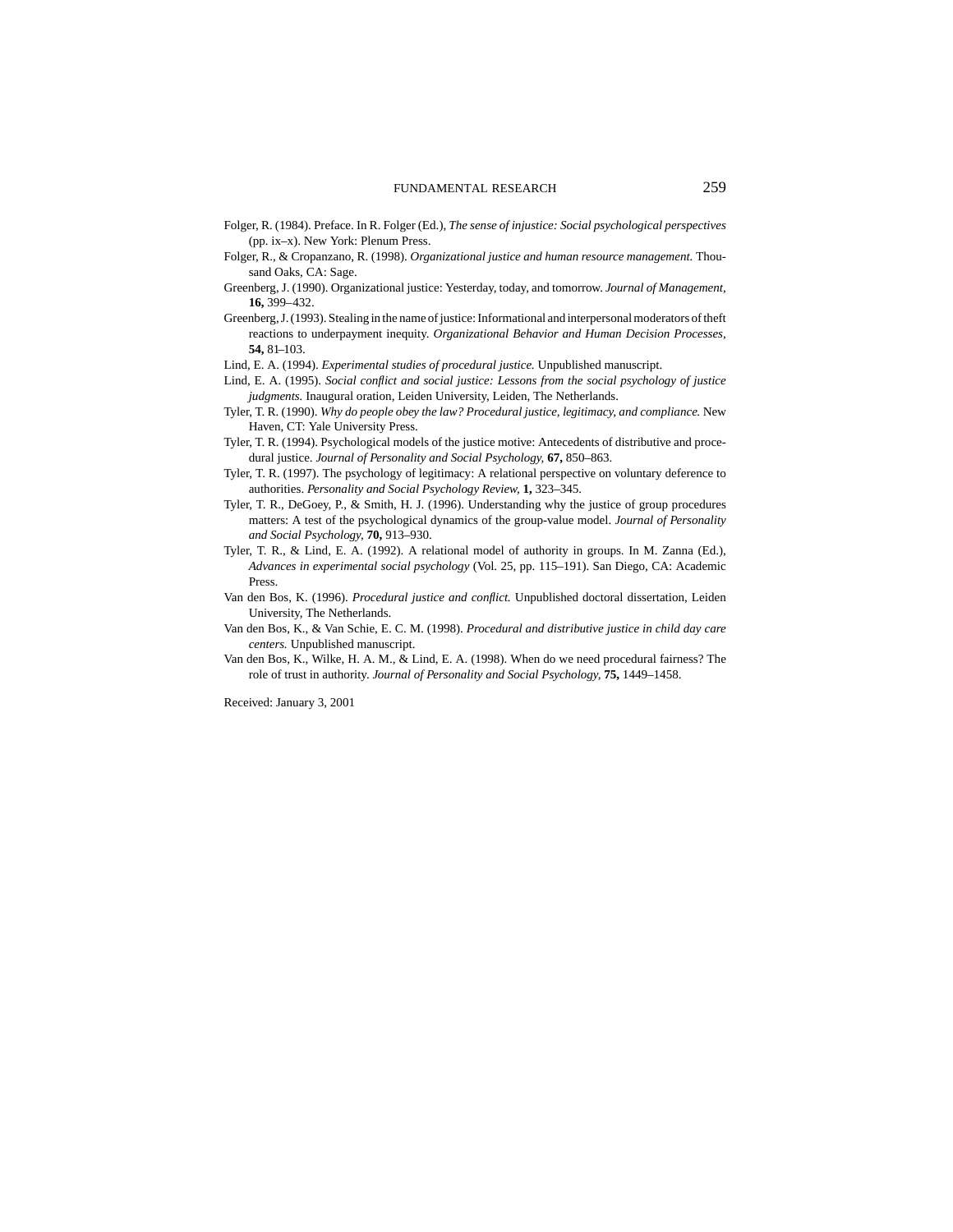Folger, R. (1984). Preface. In R. Folger (Ed.), *The sense of injustice: Social psychological perspectives* (pp. ix–x). New York: Plenum Press.

Folger, R., & Cropanzano, R. (1998). *Organizational justice and human resource management.* Thousand Oaks, CA: Sage.

Greenberg, J. (1990). Organizational justice: Yesterday, today, and tomorrow. *Journal of Management,* **16,** 399–432.

Greenberg, J. (1993). Stealing in the name of justice: Informational and interpersonal moderators of theft reactions to underpayment inequity. *Organizational Behavior and Human Decision Processes,* **54,** 81–103.

Lind, E. A. (1994). *Experimental studies of procedural justice.* Unpublished manuscript.

Lind, E. A. (1995). *Social conflict and social justice: Lessons from the social psychology of justice judgments.* Inaugural oration, Leiden University, Leiden, The Netherlands.

Tyler, T. R. (1990). *Why do people obey the law? Procedural justice, legitimacy, and compliance.* New Haven, CT: Yale University Press.

Tyler, T. R. (1994). Psychological models of the justice motive: Antecedents of distributive and procedural justice. *Journal of Personality and Social Psychology,* **67,** 850–863.

Tyler, T. R. (1997). The psychology of legitimacy: A relational perspective on voluntary deference to authorities. *Personality and Social Psychology Review,* **1,** 323–345.

Tyler, T. R., DeGoey, P., & Smith, H. J. (1996). Understanding why the justice of group procedures matters: A test of the psychological dynamics of the group-value model. *Journal of Personality and Social Psychology,* **70,** 913–930.

Tyler, T. R., & Lind, E. A. (1992). A relational model of authority in groups. In M. Zanna (Ed.), *Advances in experimental social psychology* (Vol. 25, pp. 115–191). San Diego, CA: Academic Press.

Van den Bos, K. (1996). *Procedural justice and conflict.* Unpublished doctoral dissertation, Leiden University, The Netherlands.

Van den Bos, K., & Van Schie, E. C. M. (1998). *Procedural and distributive justice in child day care centers.* Unpublished manuscript.

Van den Bos, K., Wilke, H. A. M., & Lind, E. A. (1998). When do we need procedural fairness? The role of trust in authority. *Journal of Personality and Social Psychology,* **75,** 1449–1458.

Received: January 3, 2001